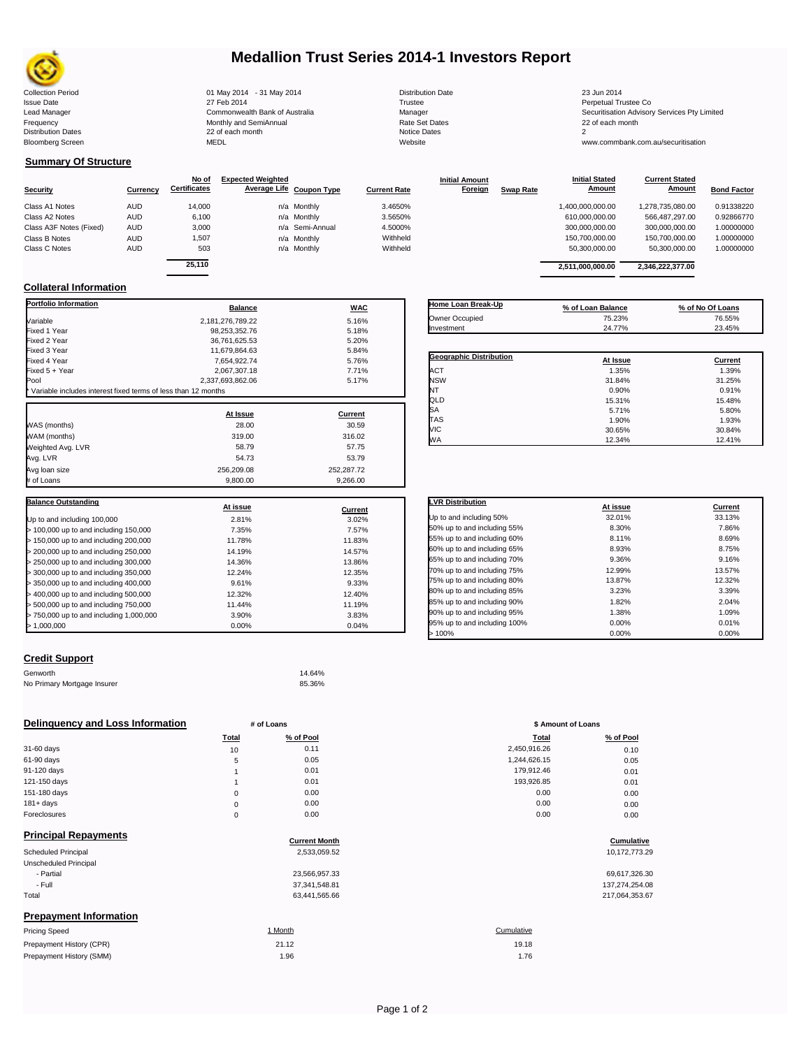# Medallion Trust Series 2014-1 Investors Report

| | | | |
|---|---|---|---|
| Collection Period | 01 May 2014 - 31 May 2014 | Distribution Date | 23 Jun 2014 |
| Issue Date | 27 Feb 2014 | Trustee | Perpetual Trustee Co |
| Lead Manager | Commonwealth Bank of Australia | Manager | Securitisation Advisory Services Pty Limited |
| Frequency | Monthly and SemiAnnual | Rate Set Dates | 22 of each month |
| Distribution Dates | 22 of each month | Notice Dates | 2 |
| Bloomberg Screen | MEDL | Website | www.commbank.com.au/securitisation |

## Summary Of Structure

| Security | Currency | No of Certificates | Expected Weighted Average Life | Coupon Type | Current Rate | Initial Amount Foreign | Swap Rate | Initial Stated Amount | Current Stated Amount | Bond Factor |
|---|---|---|---|---|---|---|---|---|---|---|
| Class A1 Notes | AUD | 14,000 | n/a | Monthly | 3.4650% | | | 1,400,000,000.00 | 1,278,735,080.00 | 0.91338220 |
| Class A2 Notes | AUD | 6,100 | n/a | Monthly | 3.5650% | | | 610,000,000.00 | 566,487,297.00 | 0.92866770 |
| Class A3F Notes (Fixed) | AUD | 3,000 | n/a | Semi-Annual | 4.5000% | | | 300,000,000.00 | 300,000,000.00 | 1.00000000 |
| Class B Notes | AUD | 1,507 | n/a | Monthly | Withheld | | | 150,700,000.00 | 150,700,000.00 | 1.00000000 |
| Class C Notes | AUD | 503 | n/a | Monthly | Withheld | | | 50,300,000.00 | 50,300,000.00 | 1.00000000 |
| | | 25,110 | | | | | | 2,511,000,000.00 | 2,346,222,377.00 | |

## Collateral Information

| Portfolio Information | Balance | WAC |
|---|---|---|
| Variable | 2,181,276,789.22 | 5.16% |
| Fixed 1 Year | 98,253,352.76 | 5.18% |
| Fixed 2 Year | 36,761,625.53 | 5.20% |
| Fixed 3 Year | 11,679,864.63 | 5.84% |
| Fixed 4 Year | 7,654,922.74 | 5.76% |
| Fixed 5 + Year | 2,067,307.18 | 7.71% |
| Pool | 2,337,693,862.06 | 5.17% |

* Variable includes interest fixed terms of less than 12 months

| | At Issue | Current |
|---|---|---|
| WAS (months) | 28.00 | 30.59 |
| WAM (months) | 319.00 | 316.02 |
| Weighted Avg. LVR | 58.79 | 57.75 |
| Avg. LVR | 54.73 | 53.79 |
| Avg loan size | 256,209.08 | 252,287.72 |
| # of Loans | 9,800.00 | 9,266.00 |

| Home Loan Break-Up | % of Loan Balance | % of No Of Loans |
|---|---|---|
| Owner Occupied | 75.23% | 76.55% |
| Investment | 24.77% | 23.45% |

| Geographic Distribution | At Issue | Current |
|---|---|---|
| ACT | 1.35% | 1.39% |
| NSW | 31.84% | 31.25% |
| NT | 0.90% | 0.91% |
| QLD | 15.31% | 15.48% |
| SA | 5.71% | 5.80% |
| TAS | 1.90% | 1.93% |
| VIC | 30.65% | 30.84% |
| WA | 12.34% | 12.41% |

| Balance Outstanding | At issue | Current |
|---|---|---|
| Up to and including 100,000 | 2.81% | 3.02% |
| > 100,000 up to and including 150,000 | 7.35% | 7.57% |
| > 150,000 up to and including 200,000 | 11.78% | 11.83% |
| > 200,000 up to and including 250,000 | 14.19% | 14.57% |
| > 250,000 up to and including 300,000 | 14.36% | 13.86% |
| > 300,000 up to and including 350,000 | 12.24% | 12.35% |
| > 350,000 up to and including 400,000 | 9.61% | 9.33% |
| > 400,000 up to and including 500,000 | 12.32% | 12.40% |
| > 500,000 up to and including 750,000 | 11.44% | 11.19% |
| > 750,000 up to and including 1,000,000 | 3.90% | 3.83% |
| > 1,000,000 | 0.00% | 0.04% |

| LVR Distribution | At issue | Current |
|---|---|---|
| Up to and including 50% | 32.01% | 33.13% |
| 50% up to and including 55% | 8.30% | 7.86% |
| 55% up to and including 60% | 8.11% | 8.69% |
| 60% up to and including 65% | 8.93% | 8.75% |
| 65% up to and including 70% | 9.36% | 9.16% |
| 70% up to and including 75% | 12.99% | 13.57% |
| 75% up to and including 80% | 13.87% | 12.32% |
| 80% up to and including 85% | 3.23% | 3.39% |
| 85% up to and including 90% | 1.82% | 2.04% |
| 90% up to and including 95% | 1.38% | 1.09% |
| 95% up to and including 100% | 0.00% | 0.01% |
| > 100% | 0.00% | 0.00% |

## Credit Support

| | |
|---|---|
| Genworth | 14.64% |
| No Primary Mortgage Insurer | 85.36% |

## Delinquency and Loss Information

| | # of Loans Total | # of Loans % of Pool | \$ Amount of Loans Total | \$ Amount of Loans % of Pool |
|---|---|---|---|---|
| 31-60 days | 10 | 0.11 | 2,450,916.26 | 0.10 |
| 61-90 days | 5 | 0.05 | 1,244,626.15 | 0.05 |
| 91-120 days | 1 | 0.01 | 179,912.46 | 0.01 |
| 121-150 days | 1 | 0.01 | 193,926.85 | 0.01 |
| 151-180 days | 0 | 0.00 | 0.00 | 0.00 |
| 181+ days | 0 | 0.00 | 0.00 | 0.00 |
| Foreclosures | 0 | 0.00 | 0.00 | 0.00 |

## Principal Repayments

| | Current Month | Cumulative |
|---|---|---|
| Scheduled Principal | 2,533,059.52 | 10,172,773.29 |
| Unscheduled Principal | | |
| - Partial | 23,566,957.33 | 69,617,326.30 |
| - Full | 37,341,548.81 | 137,274,254.08 |
| Total | 63,441,565.66 | 217,064,353.67 |

## Prepayment Information

| Pricing Speed | 1 Month | Cumulative |
|---|---|---|
| Prepayment History (CPR) | 21.12 | 19.18 |
| Prepayment History (SMM) | 1.96 | 1.76 |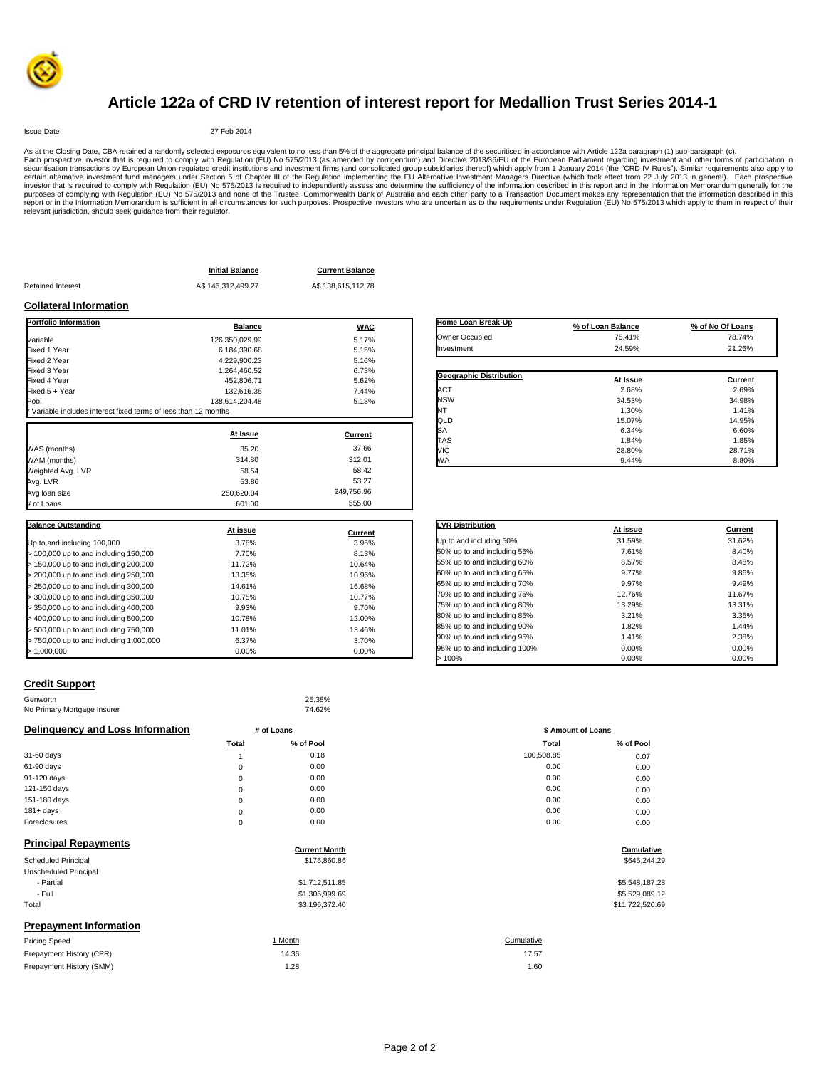# Article 122a of CRD IV retention of interest report for Medallion Trust Series 2014-1

Issue Date 27 Feb 2014

As at the Closing Date, CBA retained a randomly selected exposures equivalent to no less than 5% of the aggregate principal balance of the securitised in accordance with Article 122a paragraph (1) sub-paragraph (c). Each prospective investor that is required to comply with Regulation (EU) No 575/2013 (as amended by corrigendum) and Directive 2013/36/EU of the European Parliament regarding investment and other forms of participation in securitisation transactions by European Union-regulated credit institutions and investment firms (and consolidated group subsidiaries thereof) which apply from 1 January 2014 (the "CRD IV Rules"). Similar requirements also apply to certain alternative investment fund managers under Section 5 of Chapter III of the Regulation implementing the EU Alternative Investment Managers Directive (which took effect from 22 July 2013 in general). Each prospective investor that is required to comply with Regulation (EU) No 575/2013 is required to independently assess and determine the sufficiency of the information described in this report and in the Information Memorandum generally for the purposes of complying with Regulation (EU) No 575/2013 and none of the Trustee, Commonwealth Bank of Australia and each other party to a Transaction Document makes any representation that the information described in this report or in the Information Memorandum is sufficient in all circumstances for such purposes. Prospective investors who are uncertain as to the requirements under Regulation (EU) No 575/2013 which apply to them in respect of their relevant jurisdiction, should seek guidance from their regulator.

| | Initial Balance | Current Balance |
|---|---|---|
| Retained Interest | A$ 146,312,499.27 | A$ 138,615,112.78 |

## Collateral Information

| Portfolio Information | Balance | WAC |
|---|---|---|
| Variable | 126,350,029.99 | 5.17% |
| Fixed 1 Year | 6,184,390.68 | 5.15% |
| Fixed 2 Year | 4,229,900.23 | 5.16% |
| Fixed 3 Year | 1,264,460.52 | 6.73% |
| Fixed 4 Year | 452,806.71 | 5.62% |
| Fixed 5 + Year | 132,616.35 | 7.44% |
| Pool | 138,614,204.48 | 5.18% |

* Variable includes interest fixed terms of less than 12 months

| | At Issue | Current |
|---|---|---|
| WAS (months) | 35.20 | 37.66 |
| WAM (months) | 314.80 | 312.01 |
| Weighted Avg. LVR | 58.54 | 58.42 |
| Avg. LVR | 53.86 | 53.27 |
| Avg loan size | 250,620.04 | 249,756.96 |
| # of Loans | 601.00 | 555.00 |

| Balance Outstanding | At issue | Current |
|---|---|---|
| Up to and including 100,000 | 3.78% | 3.95% |
| > 100,000 up to and including 150,000 | 7.70% | 8.13% |
| > 150,000 up to and including 200,000 | 11.72% | 10.64% |
| > 200,000 up to and including 250,000 | 13.35% | 10.96% |
| > 250,000 up to and including 300,000 | 14.61% | 16.68% |
| > 300,000 up to and including 350,000 | 10.75% | 10.77% |
| > 350,000 up to and including 400,000 | 9.93% | 9.70% |
| > 400,000 up to and including 500,000 | 10.78% | 12.00% |
| > 500,000 up to and including 750,000 | 11.01% | 13.46% |
| > 750,000 up to and including 1,000,000 | 6.37% | 3.70% |
| > 1,000,000 | 0.00% | 0.00% |

| Home Loan Break-Up | % of Loan Balance | % of No Of Loans |
|---|---|---|
| Owner Occupied | 75.41% | 78.74% |
| Investment | 24.59% | 21.26% |

| Geographic Distribution | At Issue | Current |
|---|---|---|
| ACT | 2.68% | 2.69% |
| NSW | 34.53% | 34.98% |
| NT | 1.30% | 1.41% |
| QLD | 15.07% | 14.95% |
| SA | 6.34% | 6.60% |
| TAS | 1.84% | 1.85% |
| VIC | 28.80% | 28.71% |
| WA | 9.44% | 8.80% |

| LVR Distribution | At issue | Current |
|---|---|---|
| Up to and including 50% | 31.59% | 31.62% |
| 50% up to and including 55% | 7.61% | 8.40% |
| 55% up to and including 60% | 8.57% | 8.48% |
| 60% up to and including 65% | 9.77% | 9.86% |
| 65% up to and including 70% | 9.97% | 9.49% |
| 70% up to and including 75% | 12.76% | 11.67% |
| 75% up to and including 80% | 13.29% | 13.31% |
| 80% up to and including 85% | 3.21% | 3.35% |
| 85% up to and including 90% | 1.82% | 1.44% |
| 90% up to and including 95% | 1.41% | 2.38% |
| 95% up to and including 100% | 0.00% | 0.00% |
| > 100% | 0.00% | 0.00% |

## Credit Support

| | |
|---|---|
| Genworth | 25.38% |
| No Primary Mortgage Insurer | 74.62% |

## Delinquency and Loss Information

| | # of Loans | | $ Amount of Loans | |
|---|---|---|---|---|
| | Total | % of Pool | Total | % of Pool |
| 31-60 days | 1 | 0.18 | 100,508.85 | 0.07 |
| 61-90 days | 0 | 0.00 | 0.00 | 0.00 |
| 91-120 days | 0 | 0.00 | 0.00 | 0.00 |
| 121-150 days | 0 | 0.00 | 0.00 | 0.00 |
| 151-180 days | 0 | 0.00 | 0.00 | 0.00 |
| 181+ days | 0 | 0.00 | 0.00 | 0.00 |
| Foreclosures | 0 | 0.00 | 0.00 | 0.00 |

## Principal Repayments

| | Current Month | Cumulative |
|---|---|---|
| Scheduled Principal | $176,860.86 | $645,244.29 |
| Unscheduled Principal | | |
| - Partial | $1,712,511.85 | $5,548,187.28 |
| - Full | $1,306,999.69 | $5,529,089.12 |
| Total | $3,196,372.40 | $11,722,520.69 |

## Prepayment Information

| Pricing Speed | 1 Month | Cumulative |
|---|---|---|
| Prepayment History (CPR) | 14.36 | 17.57 |
| Prepayment History (SMM) | 1.28 | 1.60 |